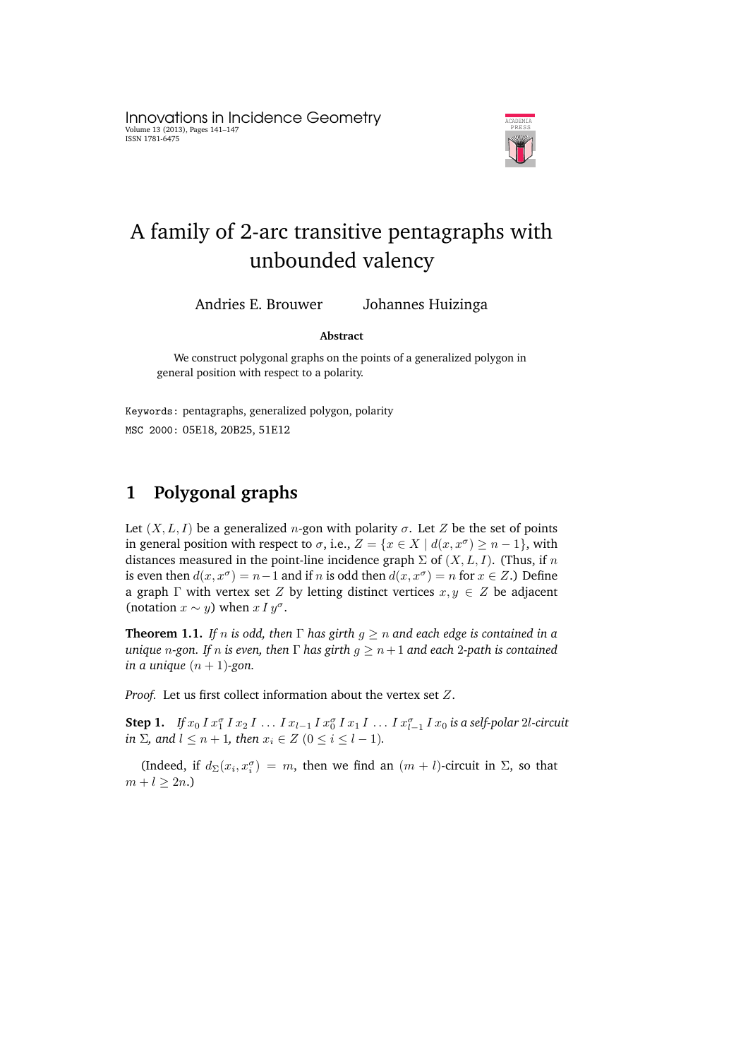# A family of 2-arc transitive pentagraphs with unbounded valency

Andries E. Brouwer Johannes Huizinga

**Abstract**

We construct polygonal graphs on the points of a generalized polygon in general position with respect to a polarity.

Keywords: pentagraphs, generalized polygon, polarity

MSC 2000: 05E18, 20B25, 51E12

## 1 Polygonal graphs

Let $(X, L, I)$ be a generalized $n$-gon with polarity $\sigma$. Let $Z$ be the set of points in general position with respect to $\sigma$, i.e., $Z = \{x \in X \mid d(x, x^\sigma) \geq n-1\}$, with distances measured in the point-line incidence graph $\Sigma$ of $(X, L, I)$. (Thus, if $n$ is even then $d(x, x^\sigma) = n-1$ and if $n$ is odd then $d(x, x^\sigma) = n$ for $x \in Z$.) Define a graph $\Gamma$ with vertex set $Z$ by letting distinct vertices $x, y \in Z$ be adjacent (notation $x \sim y$) when $x \, I \, y^\sigma$.

**Theorem 1.1.** *If $n$ is odd, then $\Gamma$ has girth $g \geq n$ and each edge is contained in a unique $n$-gon. If $n$ is even, then $\Gamma$ has girth $g \geq n+1$ and each 2-path is contained in a unique $(n+1)$-gon.*

*Proof.* Let us first collect information about the vertex set $Z$.

**Step 1.** *If $x_0 \, I \, x_1^\sigma \, I \, x_2 \, I \, \ldots \, I \, x_{l-1} \, I \, x_0^\sigma \, I \, x_1 \, I \, \ldots \, I \, x_{l-1}^\sigma \, I \, x_0$ is a self-polar $2l$-circuit in $\Sigma$, and $l \leq n+1$, then $x_i \in Z$ $(0 \leq i \leq l-1)$.*

(Indeed, if $d_\Sigma(x_i, x_i^\sigma) = m$, then we find an $(m+l)$-circuit in $\Sigma$, so that $m + l \geq 2n$.)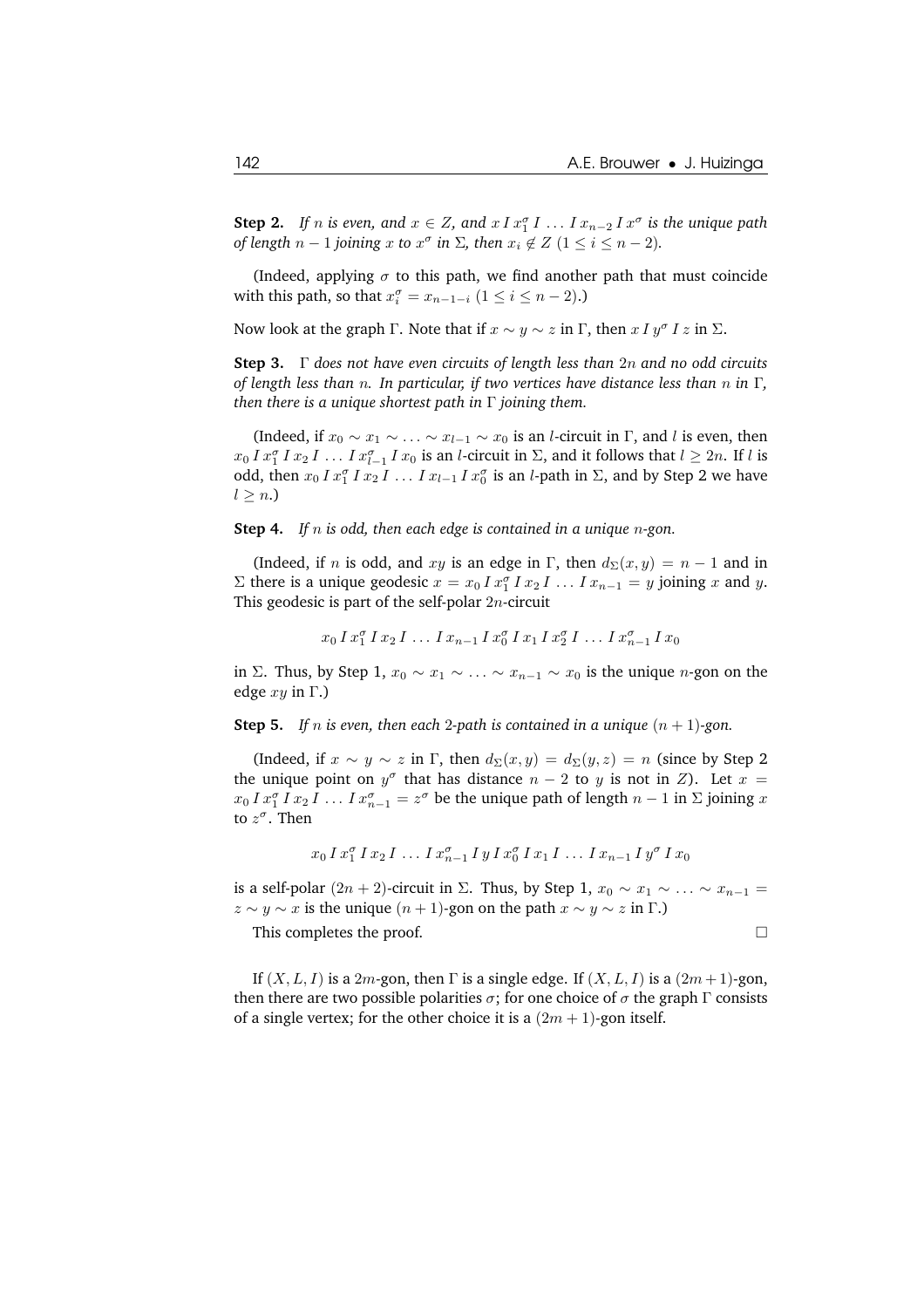**Step 2.** *If $n$ is even, and $x \in Z$, and $x\, I\, x_1^\sigma\, I\, \ldots\, I\, x_{n-2}\, I\, x^\sigma$ is the unique path of length $n-1$ joining $x$ to $x^\sigma$ in $\Sigma$, then $x_i \notin Z$ $(1 \le i \le n-2)$.*

(Indeed, applying $\sigma$ to this path, we find another path that must coincide with this path, so that $x_i^\sigma = x_{n-1-i}$ $(1 \le i \le n-2)$.)

Now look at the graph $\Gamma$. Note that if $x \sim y \sim z$ in $\Gamma$, then $x\, I\, y^\sigma\, I\, z$ in $\Sigma$.

**Step 3.** *$\Gamma$ does not have even circuits of length less than $2n$ and no odd circuits of length less than $n$. In particular, if two vertices have distance less than $n$ in $\Gamma$, then there is a unique shortest path in $\Gamma$ joining them.*

(Indeed, if $x_0 \sim x_1 \sim \ldots \sim x_{l-1} \sim x_0$ is an $l$-circuit in $\Gamma$, and $l$ is even, then $x_0\, I\, x_1^\sigma\, I\, x_2\, I\, \ldots\, I\, x_{l-1}^\sigma\, I\, x_0$ is an $l$-circuit in $\Sigma$, and it follows that $l \ge 2n$. If $l$ is odd, then $x_0\, I\, x_1^\sigma\, I\, x_2\, I\, \ldots\, I\, x_{l-1}\, I\, x_0^\sigma$ is an $l$-path in $\Sigma$, and by Step 2 we have $l \ge n$.)

**Step 4.** *If $n$ is odd, then each edge is contained in a unique $n$-gon.*

(Indeed, if $n$ is odd, and $xy$ is an edge in $\Gamma$, then $d_\Sigma(x,y) = n-1$ and in $\Sigma$ there is a unique geodesic $x = x_0\, I\, x_1^\sigma\, I\, x_2\, I\, \ldots\, I\, x_{n-1} = y$ joining $x$ and $y$. This geodesic is part of the self-polar $2n$-circuit

$$x_0\, I\, x_1^\sigma\, I\, x_2\, I\, \ldots\, I\, x_{n-1}\, I\, x_0^\sigma\, I\, x_1\, I\, x_2^\sigma\, I\, \ldots\, I\, x_{n-1}^\sigma\, I\, x_0$$

in $\Sigma$. Thus, by Step 1, $x_0 \sim x_1 \sim \ldots \sim x_{n-1} \sim x_0$ is the unique $n$-gon on the edge $xy$ in $\Gamma$.)

**Step 5.** *If $n$ is even, then each 2-path is contained in a unique $(n+1)$-gon.*

(Indeed, if $x \sim y \sim z$ in $\Gamma$, then $d_\Sigma(x,y) = d_\Sigma(y,z) = n$ (since by Step 2 the unique point on $y^\sigma$ that has distance $n-2$ to $y$ is not in $Z$). Let $x = x_0\, I\, x_1^\sigma\, I\, x_2\, I\, \ldots\, I\, x_{n-1}^\sigma = z^\sigma$ be the unique path of length $n-1$ in $\Sigma$ joining $x$ to $z^\sigma$. Then

$$x_0\, I\, x_1^\sigma\, I\, x_2\, I\, \ldots\, I\, x_{n-1}^\sigma\, I\, y\, I\, x_0^\sigma\, I\, x_1\, I\, \ldots\, I\, x_{n-1}\, I\, y^\sigma\, I\, x_0$$

is a self-polar $(2n+2)$-circuit in $\Sigma$. Thus, by Step 1, $x_0 \sim x_1 \sim \ldots \sim x_{n-1} = z \sim y \sim x$ is the unique $(n+1)$-gon on the path $x \sim y \sim z$ in $\Gamma$.)

This completes the proof. □

If $(X, L, I)$ is a $2m$-gon, then $\Gamma$ is a single edge. If $(X, L, I)$ is a $(2m+1)$-gon, then there are two possible polarities $\sigma$; for one choice of $\sigma$ the graph $\Gamma$ consists of a single vertex; for the other choice it is a $(2m+1)$-gon itself.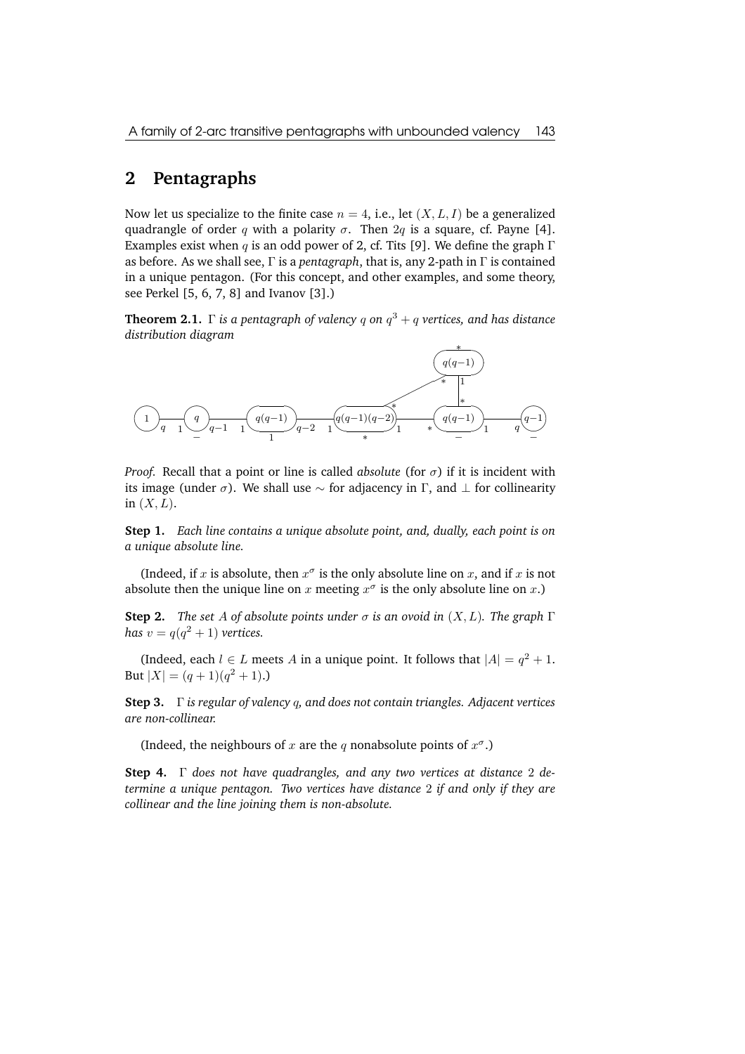## 2 Pentagraphs

Now let us specialize to the finite case $n = 4$, i.e., let $(X, L, I)$ be a generalized quadrangle of order $q$ with a polarity $\sigma$. Then $2q$ is a square, cf. Payne [4]. Examples exist when $q$ is an odd power of 2, cf. Tits [9]. We define the graph $\Gamma$ as before. As we shall see, $\Gamma$ is a *pentagraph*, that is, any 2-path in $\Gamma$ is contained in a unique pentagon. (For this concept, and other examples, and some theory, see Perkel [5, 6, 7, 8] and Ivanov [3].)

**Theorem 2.1.** *$\Gamma$ is a pentagraph of valency $q$ on $q^3 + q$ vertices, and has distance distribution diagram*

*Proof.* Recall that a point or line is called *absolute* (for $\sigma$) if it is incident with its image (under $\sigma$). We shall use $\sim$ for adjacency in $\Gamma$, and $\perp$ for collinearity in $(X, L)$.

**Step 1.** *Each line contains a unique absolute point, and, dually, each point is on a unique absolute line.*

(Indeed, if $x$ is absolute, then $x^\sigma$ is the only absolute line on $x$, and if $x$ is not absolute then the unique line on $x$ meeting $x^\sigma$ is the only absolute line on $x$.)

**Step 2.** *The set $A$ of absolute points under $\sigma$ is an ovoid in $(X, L)$. The graph $\Gamma$ has $v = q(q^2 + 1)$ vertices.*

(Indeed, each $l \in L$ meets $A$ in a unique point. It follows that $|A| = q^2 + 1$. But $|X| = (q + 1)(q^2 + 1)$.)

**Step 3.** *$\Gamma$ is regular of valency $q$, and does not contain triangles. Adjacent vertices are non-collinear.*

(Indeed, the neighbours of $x$ are the $q$ nonabsolute points of $x^\sigma$.)

**Step 4.** *$\Gamma$ does not have quadrangles, and any two vertices at distance 2 determine a unique pentagon. Two vertices have distance 2 if and only if they are collinear and the line joining them is non-absolute.*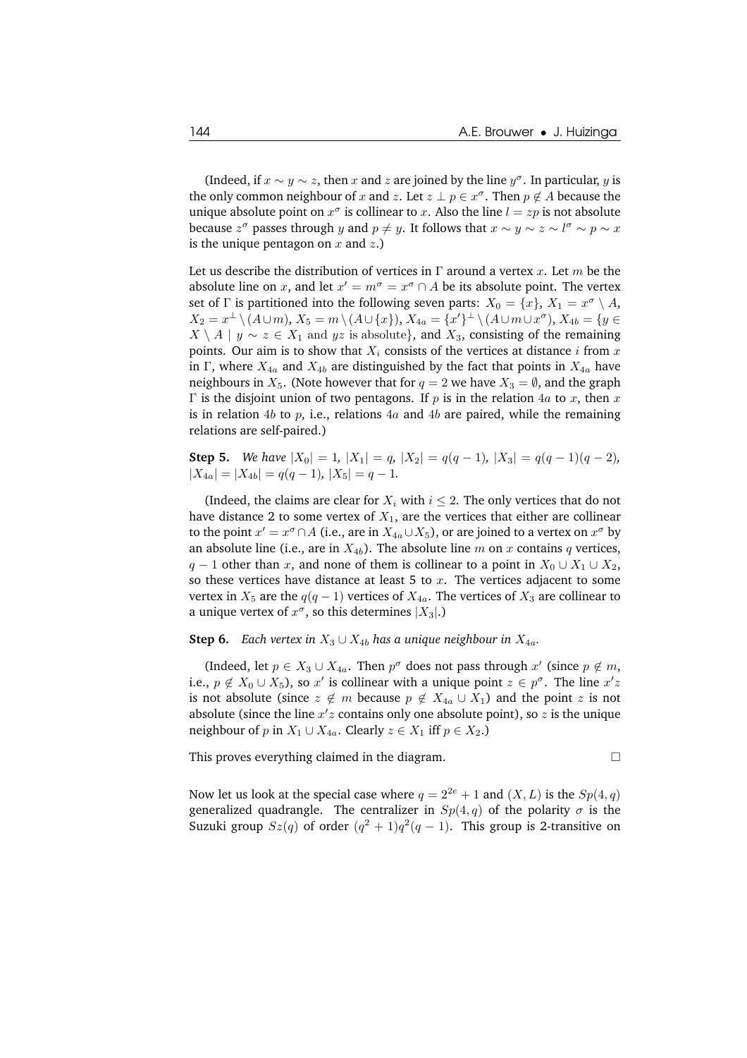(Indeed, if $x \sim y \sim z$, then $x$ and $z$ are joined by the line $y^\sigma$. In particular, $y$ is the only common neighbour of $x$ and $z$. Let $z \perp p \in x^\sigma$. Then $p \notin A$ because the unique absolute point on $x^\sigma$ is collinear to $x$. Also the line $l = zp$ is not absolute because $z^\sigma$ passes through $y$ and $p \neq y$. It follows that $x \sim y \sim z \sim l^\sigma \sim p \sim x$ is the unique pentagon on $x$ and $z$.)

Let us describe the distribution of vertices in $\Gamma$ around a vertex $x$. Let $m$ be the absolute line on $x$, and let $x' = m^\sigma = x^\sigma \cap A$ be its absolute point. The vertex set of $\Gamma$ is partitioned into the following seven parts: $X_0 = \{x\}$, $X_1 = x^\sigma \setminus A$, $X_2 = x^\perp \setminus (A \cup m)$, $X_5 = m \setminus (A \cup \{x\})$, $X_{4a} = \{x'\}^\perp \setminus (A \cup m \cup x^\sigma)$, $X_{4b} = \{y \in X \setminus A \mid y \sim z \in X_1 \text{ and } yz \text{ is absolute}\}$, and $X_3$, consisting of the remaining points. Our aim is to show that $X_i$ consists of the vertices at distance $i$ from $x$ in $\Gamma$, where $X_{4a}$ and $X_{4b}$ are distinguished by the fact that points in $X_{4a}$ have neighbours in $X_5$. (Note however that for $q = 2$ we have $X_3 = \emptyset$, and the graph $\Gamma$ is the disjoint union of two pentagons. If $p$ is in the relation $4a$ to $x$, then $x$ is in relation $4b$ to $p$, i.e., relations $4a$ and $4b$ are paired, while the remaining relations are self-paired.)

**Step 5.** *We have $|X_0| = 1$, $|X_1| = q$, $|X_2| = q(q-1)$, $|X_3| = q(q-1)(q-2)$, $|X_{4a}| = |X_{4b}| = q(q-1)$, $|X_5| = q - 1$.*

(Indeed, the claims are clear for $X_i$ with $i \leq 2$. The only vertices that do not have distance 2 to some vertex of $X_1$, are the vertices that either are collinear to the point $x' = x^\sigma \cap A$ (i.e., are in $X_{4a} \cup X_5$), or are joined to a vertex on $x^\sigma$ by an absolute line (i.e., are in $X_{4b}$). The absolute line $m$ on $x$ contains $q$ vertices, $q - 1$ other than $x$, and none of them is collinear to a point in $X_0 \cup X_1 \cup X_2$, so these vertices have distance at least 5 to $x$. The vertices adjacent to some vertex in $X_5$ are the $q(q-1)$ vertices of $X_{4a}$. The vertices of $X_3$ are collinear to a unique vertex of $x^\sigma$, so this determines $|X_3|$.)

**Step 6.** *Each vertex in $X_3 \cup X_{4b}$ has a unique neighbour in $X_{4a}$.*

(Indeed, let $p \in X_3 \cup X_{4a}$. Then $p^\sigma$ does not pass through $x'$ (since $p \notin m$, i.e., $p \notin X_0 \cup X_5$), so $x'$ is collinear with a unique point $z \in p^\sigma$. The line $x'z$ is not absolute (since $z \notin m$ because $p \notin X_{4a} \cup X_1$) and the point $z$ is not absolute (since the line $x'z$ contains only one absolute point), so $z$ is the unique neighbour of $p$ in $X_1 \cup X_{4a}$. Clearly $z \in X_1$ iff $p \in X_2$.)

This proves everything claimed in the diagram. $\square$

Now let us look at the special case where $q = 2^{2e} + 1$ and $(X, L)$ is the $Sp(4, q)$ generalized quadrangle. The centralizer in $Sp(4, q)$ of the polarity $\sigma$ is the Suzuki group $Sz(q)$ of order $(q^2 + 1)q^2(q - 1)$. This group is 2-transitive on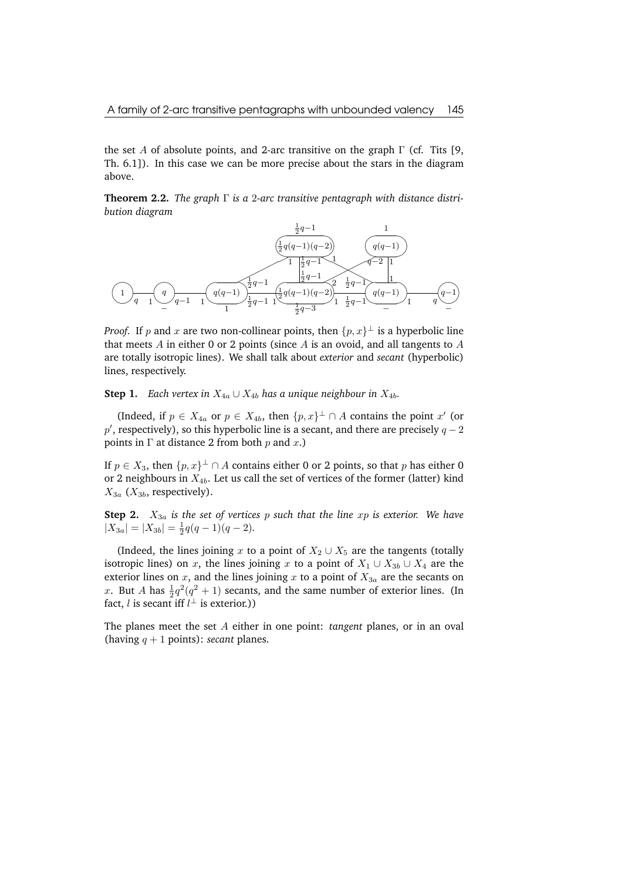the set $A$ of absolute points, and 2-arc transitive on the graph $\Gamma$ (cf. Tits [9, Th. 6.1]). In this case we can be more precise about the stars in the diagram above.

**Theorem 2.2.** *The graph $\Gamma$ is a 2-arc transitive pentagraph with distance distribution diagram*

*Proof.* If $p$ and $x$ are two non-collinear points, then $\{p, x\}^\perp$ is a hyperbolic line that meets $A$ in either 0 or 2 points (since $A$ is an ovoid, and all tangents to $A$ are totally isotropic lines). We shall talk about *exterior* and *secant* (hyperbolic) lines, respectively.

**Step 1.** *Each vertex in $X_{4a} \cup X_{4b}$ has a unique neighbour in $X_{4b}$.*

(Indeed, if $p \in X_{4a}$ or $p \in X_{4b}$, then $\{p, x\}^\perp \cap A$ contains the point $x'$ (or $p'$, respectively), so this hyperbolic line is a secant, and there are precisely $q-2$ points in $\Gamma$ at distance 2 from both $p$ and $x$.)

If $p \in X_3$, then $\{p, x\}^\perp \cap A$ contains either 0 or 2 points, so that $p$ has either 0 or 2 neighbours in $X_{4b}$. Let us call the set of vertices of the former (latter) kind $X_{3a}$ ($X_{3b}$, respectively).

**Step 2.** *$X_{3a}$ is the set of vertices $p$ such that the line $xp$ is exterior. We have $|X_{3a}| = |X_{3b}| = \frac{1}{2}q(q-1)(q-2)$.*

(Indeed, the lines joining $x$ to a point of $X_2 \cup X_5$ are the tangents (totally isotropic lines) on $x$, the lines joining $x$ to a point of $X_1 \cup X_{3b} \cup X_4$ are the exterior lines on $x$, and the lines joining $x$ to a point of $X_{3a}$ are the secants on $x$. But $A$ has $\frac{1}{2}q^2(q^2+1)$ secants, and the same number of exterior lines. (In fact, $l$ is secant iff $l^\perp$ is exterior.))

The planes meet the set $A$ either in one point: *tangent* planes, or in an oval (having $q+1$ points): *secant* planes.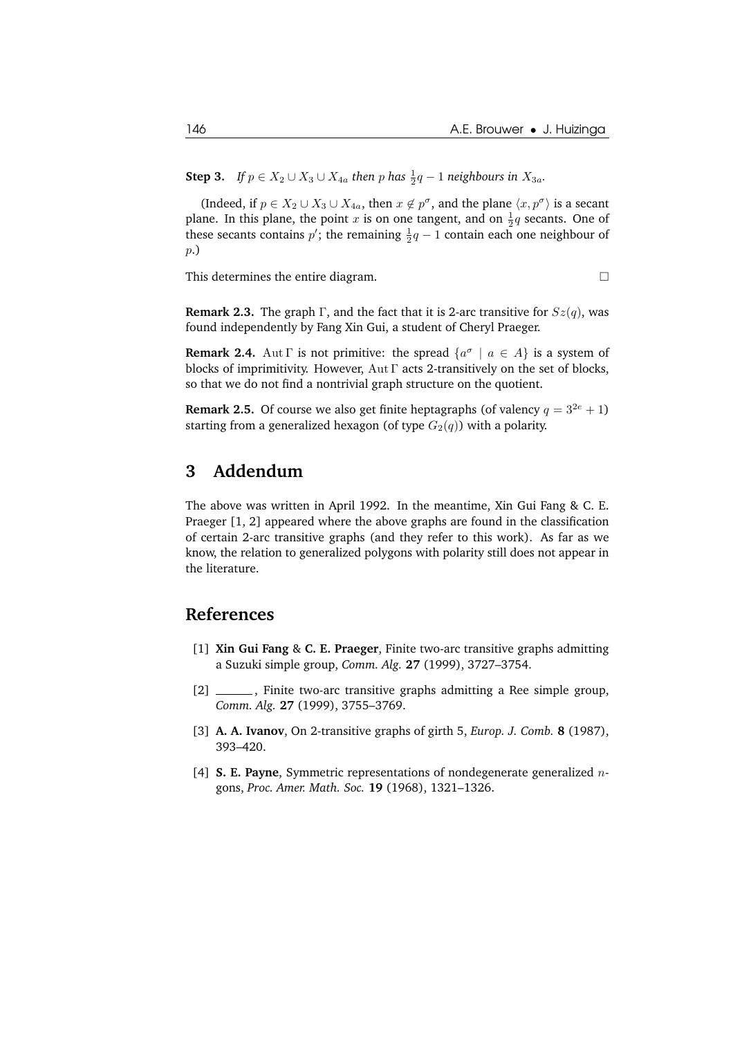**Step 3.** *If $p \in X_2 \cup X_3 \cup X_{4a}$ then $p$ has $\frac{1}{2}q - 1$ neighbours in $X_{3a}$.*

(Indeed, if $p \in X_2 \cup X_3 \cup X_{4a}$, then $x \notin p^\sigma$, and the plane $\langle x, p^\sigma \rangle$ is a secant plane. In this plane, the point $x$ is on one tangent, and on $\frac{1}{2}q$ secants. One of these secants contains $p'$; the remaining $\frac{1}{2}q - 1$ contain each one neighbour of $p$.)

This determines the entire diagram. □

**Remark 2.3.** The graph $\Gamma$, and the fact that it is 2-arc transitive for $Sz(q)$, was found independently by Fang Xin Gui, a student of Cheryl Praeger.

**Remark 2.4.** $\mathrm{Aut}\,\Gamma$ is not primitive: the spread $\{a^\sigma \mid a \in A\}$ is a system of blocks of imprimitivity. However, $\mathrm{Aut}\,\Gamma$ acts 2-transitively on the set of blocks, so that we do not find a nontrivial graph structure on the quotient.

**Remark 2.5.** Of course we also get finite heptagraphs (of valency $q = 3^{2e} + 1$) starting from a generalized hexagon (of type $G_2(q)$) with a polarity.

# 3 Addendum

The above was written in April 1992. In the meantime, Xin Gui Fang & C. E. Praeger [1, 2] appeared where the above graphs are found in the classification of certain 2-arc transitive graphs (and they refer to this work). As far as we know, the relation to generalized polygons with polarity still does not appear in the literature.

# References

[1] **Xin Gui Fang** & **C. E. Praeger**, Finite two-arc transitive graphs admitting a Suzuki simple group, *Comm. Alg.* **27** (1999), 3727–3754.

[2] ______, Finite two-arc transitive graphs admitting a Ree simple group, *Comm. Alg.* **27** (1999), 3755–3769.

[3] **A. A. Ivanov**, On 2-transitive graphs of girth 5, *Europ. J. Comb.* **8** (1987), 393–420.

[4] **S. E. Payne**, Symmetric representations of nondegenerate generalized $n$-gons, *Proc. Amer. Math. Soc.* **19** (1968), 1321–1326.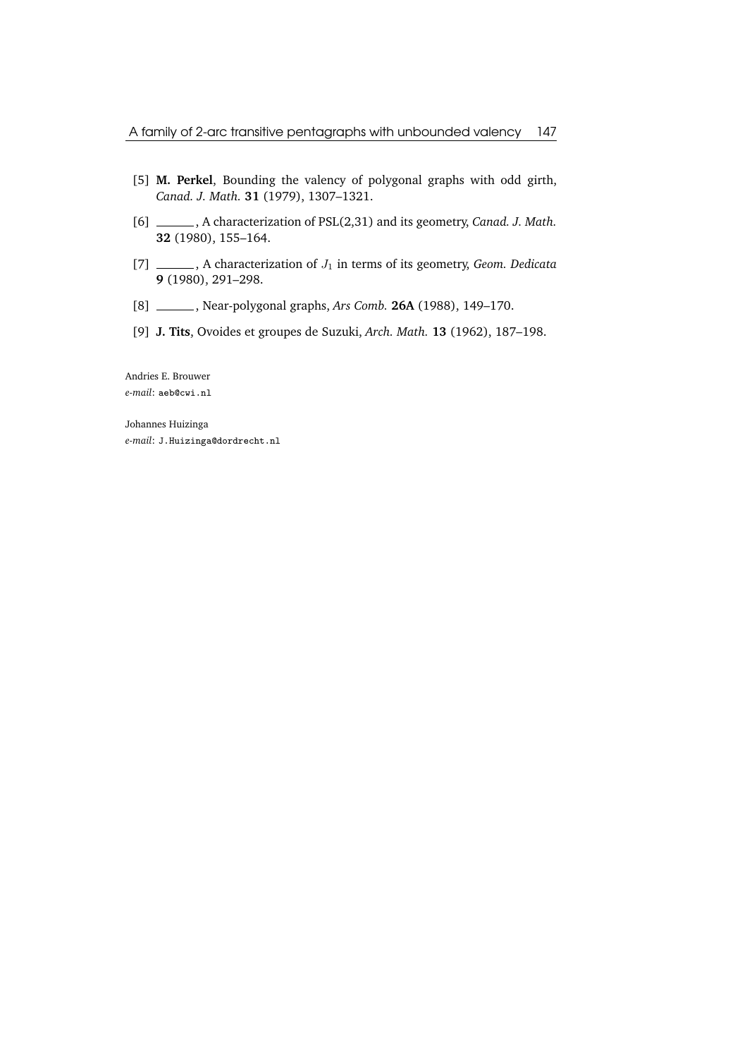[5] **M. Perkel**, Bounding the valency of polygonal graphs with odd girth, *Canad. J. Math.* **31** (1979), 1307–1321.

[6] ______, A characterization of PSL(2,31) and its geometry, *Canad. J. Math.* **32** (1980), 155–164.

[7] ______, A characterization of $J_1$ in terms of its geometry, *Geom. Dedicata* **9** (1980), 291–298.

[8] ______, Near-polygonal graphs, *Ars Comb.* **26A** (1988), 149–170.

[9] **J. Tits**, Ovoides et groupes de Suzuki, *Arch. Math.* **13** (1962), 187–198.

Andries E. Brouwer
*e-mail*: `aeb@cwi.nl`

Johannes Huizinga
*e-mail*: `J.Huizinga@dordrecht.nl`